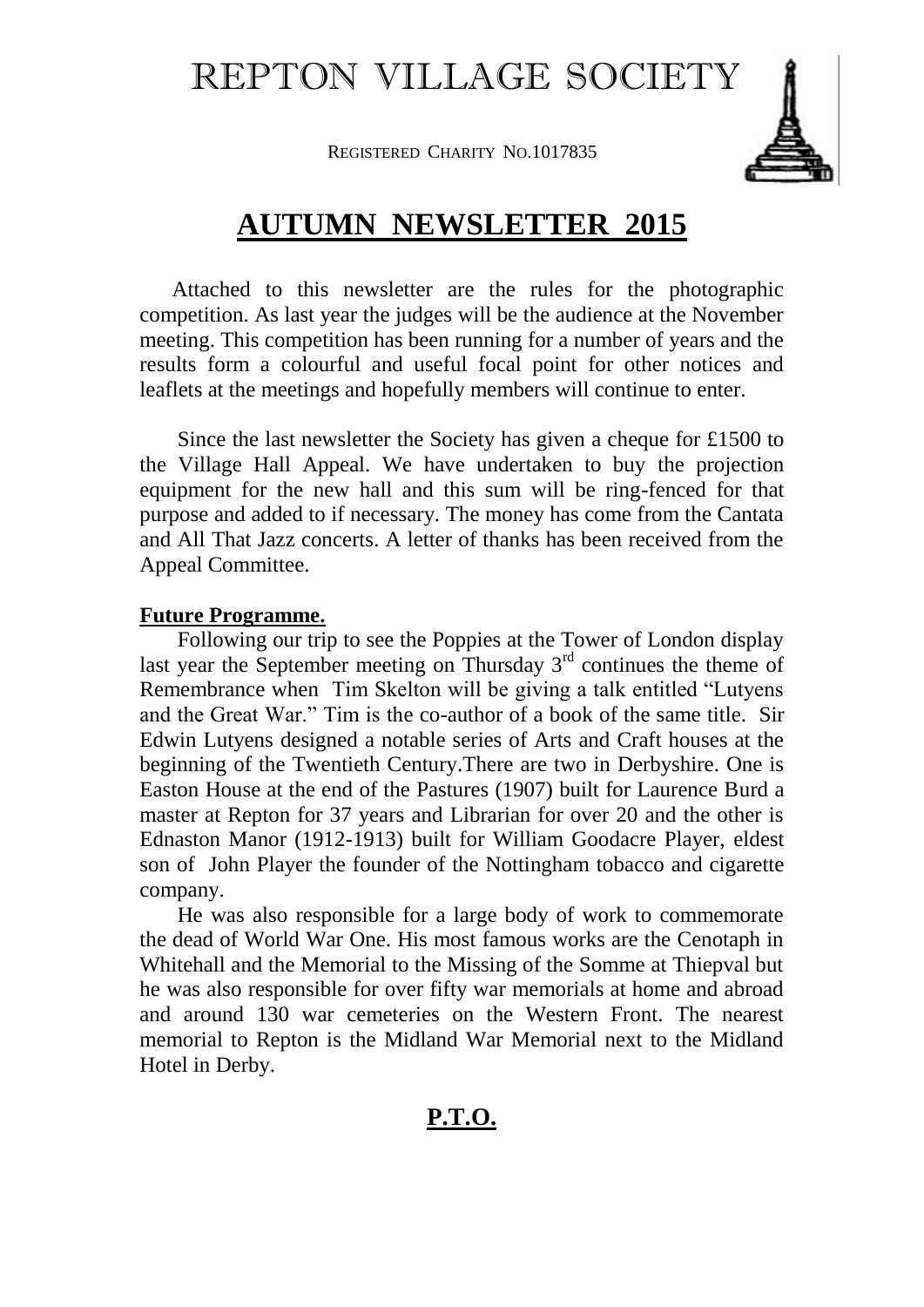# REPTON VILLAGE SOCIETY

REGISTERED CHARITY NO.1017835

## AUTUMN NEWSLETTER 2015

Attached to this newsletter are the rules for the photographic competition. As last year the judges will be the audience at the November meeting. This competition has been running for a number of years and the results form a colourful and useful focal point for other notices and leaflets at the meetings and hopefully members will continue to enter.

Since the last newsletter the Society has given a cheque for £1500 to the Village Hall Appeal. We have undertaken to buy the projection equipment for the new hall and this sum will be ring-fenced for that purpose and added to if necessary. The money has come from the Cantata and All That Jazz concerts. A letter of thanks has been received from the Appeal Committee.

**Future Programme.**

Following our trip to see the Poppies at the Tower of London display last year the September meeting on Thursday 3rd continues the theme of Remembrance when Tim Skelton will be giving a talk entitled "Lutyens and the Great War." Tim is the co-author of a book of the same title. Sir Edwin Lutyens designed a notable series of Arts and Craft houses at the beginning of the Twentieth Century.There are two in Derbyshire. One is Easton House at the end of the Pastures (1907) built for Laurence Burd a master at Repton for 37 years and Librarian for over 20 and the other is Ednaston Manor (1912-1913) built for William Goodacre Player, eldest son of John Player the founder of the Nottingham tobacco and cigarette company.

He was also responsible for a large body of work to commemorate the dead of World War One. His most famous works are the Cenotaph in Whitehall and the Memorial to the Missing of the Somme at Thiepval but he was also responsible for over fifty war memorials at home and abroad and around 130 war cemeteries on the Western Front. The nearest memorial to Repton is the Midland War Memorial next to the Midland Hotel in Derby.

**P.T.O.**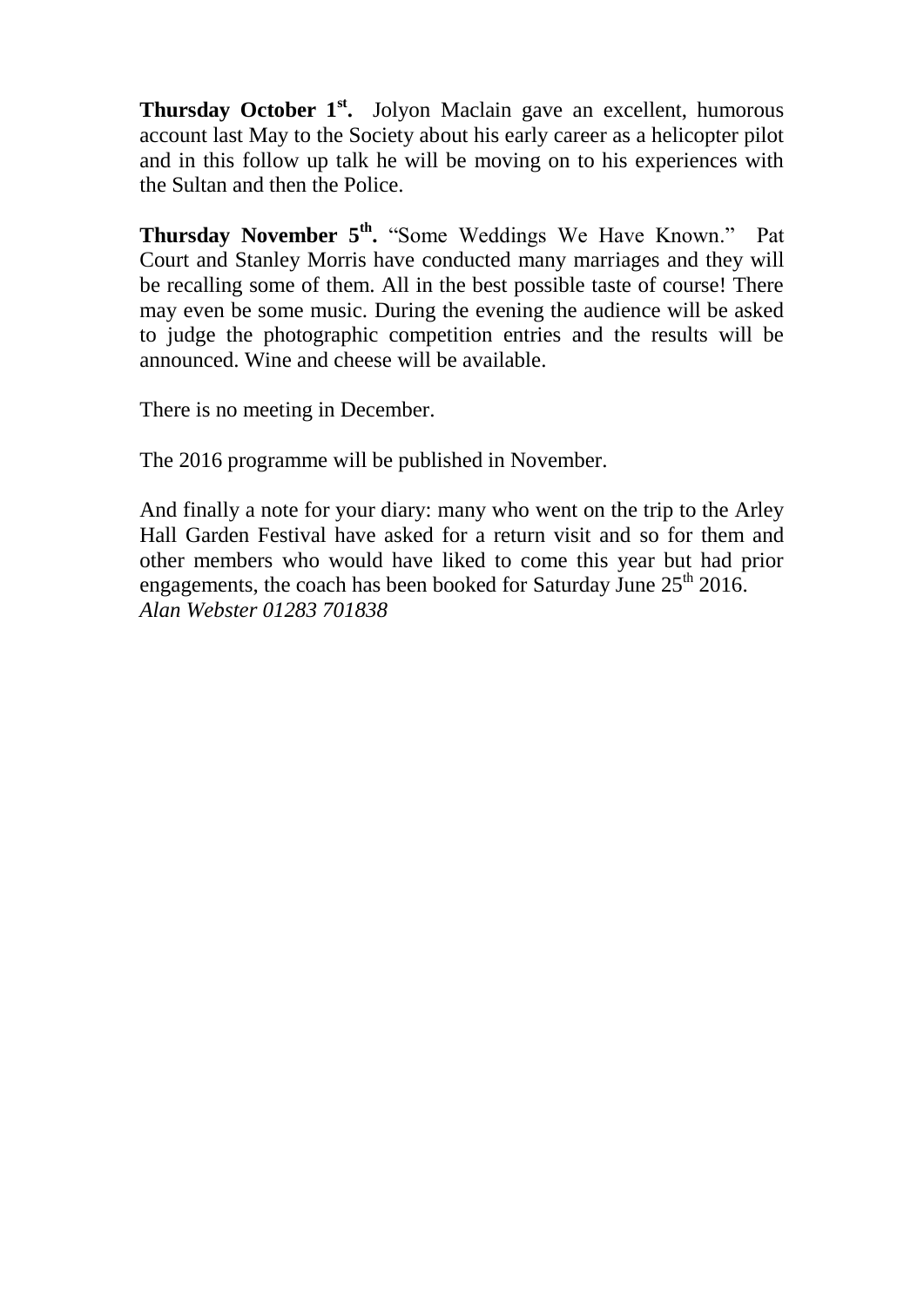**Thursday October 1st.** Jolyon Maclain gave an excellent, humorous account last May to the Society about his early career as a helicopter pilot and in this follow up talk he will be moving on to his experiences with the Sultan and then the Police.

**Thursday November 5th.** "Some Weddings We Have Known." Pat Court and Stanley Morris have conducted many marriages and they will be recalling some of them. All in the best possible taste of course! There may even be some music. During the evening the audience will be asked to judge the photographic competition entries and the results will be announced. Wine and cheese will be available.

There is no meeting in December.

The 2016 programme will be published in November.

And finally a note for your diary: many who went on the trip to the Arley Hall Garden Festival have asked for a return visit and so for them and other members who would have liked to come this year but had prior engagements, the coach has been booked for Saturday June 25th 2016.
*Alan Webster 01283 701838*